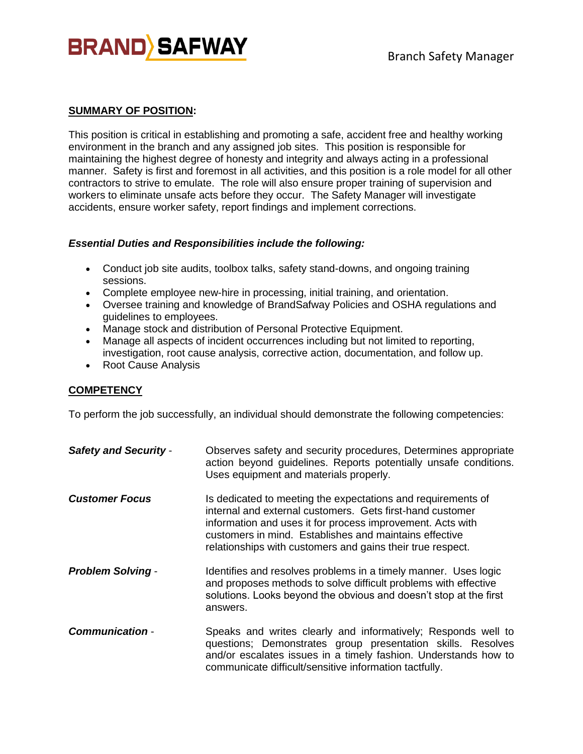# BRAND SAFWAY

Branch Safety Manager

**SUMMARY OF POSITION:**

This position is critical in establishing and promoting a safe, accident free and healthy working environment in the branch and any assigned job sites. This position is responsible for maintaining the highest degree of honesty and integrity and always acting in a professional manner. Safety is first and foremost in all activities, and this position is a role model for all other contractors to strive to emulate. The role will also ensure proper training of supervision and workers to eliminate unsafe acts before they occur. The Safety Manager will investigate accidents, ensure worker safety, report findings and implement corrections.

***Essential Duties and Responsibilities include the following:***

- Conduct job site audits, toolbox talks, safety stand-downs, and ongoing training sessions.
- Complete employee new-hire in processing, initial training, and orientation.
- Oversee training and knowledge of BrandSafway Policies and OSHA regulations and guidelines to employees.
- Manage stock and distribution of Personal Protective Equipment.
- Manage all aspects of incident occurrences including but not limited to reporting, investigation, root cause analysis, corrective action, documentation, and follow up.
- Root Cause Analysis

**COMPETENCY**

To perform the job successfully, an individual should demonstrate the following competencies:

***Safety and Security*** - Observes safety and security procedures, Determines appropriate action beyond guidelines. Reports potentially unsafe conditions. Uses equipment and materials properly.

***Customer Focus*** Is dedicated to meeting the expectations and requirements of internal and external customers. Gets first-hand customer information and uses it for process improvement. Acts with customers in mind. Establishes and maintains effective relationships with customers and gains their true respect.

***Problem Solving*** - Identifies and resolves problems in a timely manner. Uses logic and proposes methods to solve difficult problems with effective solutions. Looks beyond the obvious and doesn't stop at the first answers.

***Communication*** - Speaks and writes clearly and informatively; Responds well to questions; Demonstrates group presentation skills. Resolves and/or escalates issues in a timely fashion. Understands how to communicate difficult/sensitive information tactfully.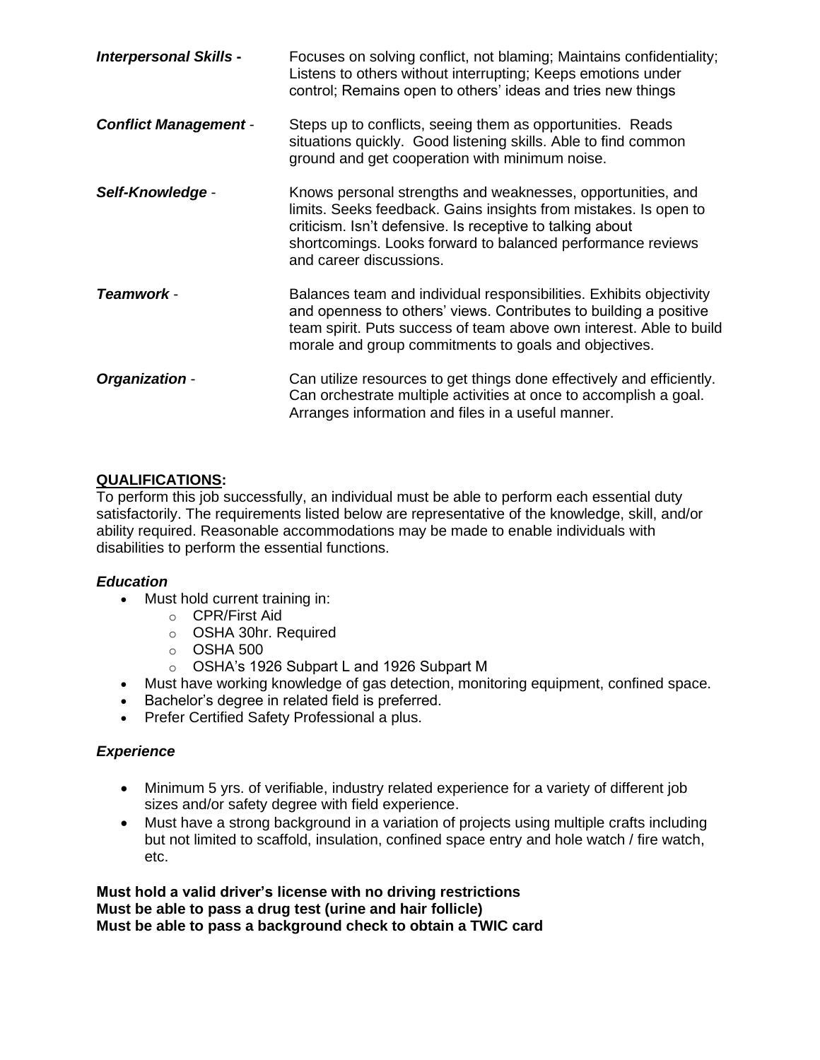***Interpersonal Skills -*** Focuses on solving conflict, not blaming; Maintains confidentiality; Listens to others without interrupting; Keeps emotions under control; Remains open to others' ideas and tries new things

***Conflict Management*** - Steps up to conflicts, seeing them as opportunities. Reads situations quickly. Good listening skills. Able to find common ground and get cooperation with minimum noise.

***Self-Knowledge*** - Knows personal strengths and weaknesses, opportunities, and limits. Seeks feedback. Gains insights from mistakes. Is open to criticism. Isn't defensive. Is receptive to talking about shortcomings. Looks forward to balanced performance reviews and career discussions.

***Teamwork*** - Balances team and individual responsibilities. Exhibits objectivity and openness to others' views. Contributes to building a positive team spirit. Puts success of team above own interest. Able to build morale and group commitments to goals and objectives.

***Organization*** - Can utilize resources to get things done effectively and efficiently. Can orchestrate multiple activities at once to accomplish a goal. Arranges information and files in a useful manner.

## QUALIFICATIONS:

To perform this job successfully, an individual must be able to perform each essential duty satisfactorily. The requirements listed below are representative of the knowledge, skill, and/or ability required. Reasonable accommodations may be made to enable individuals with disabilities to perform the essential functions.

### *Education*

- Must hold current training in:
  - CPR/First Aid
  - OSHA 30hr. Required
  - OSHA 500
  - OSHA's 1926 Subpart L and 1926 Subpart M
- Must have working knowledge of gas detection, monitoring equipment, confined space.
- Bachelor's degree in related field is preferred.
- Prefer Certified Safety Professional a plus.

### *Experience*

- Minimum 5 yrs. of verifiable, industry related experience for a variety of different job sizes and/or safety degree with field experience.
- Must have a strong background in a variation of projects using multiple crafts including but not limited to scaffold, insulation, confined space entry and hole watch / fire watch, etc.

**Must hold a valid driver's license with no driving restrictions**
**Must be able to pass a drug test (urine and hair follicle)**
**Must be able to pass a background check to obtain a TWIC card**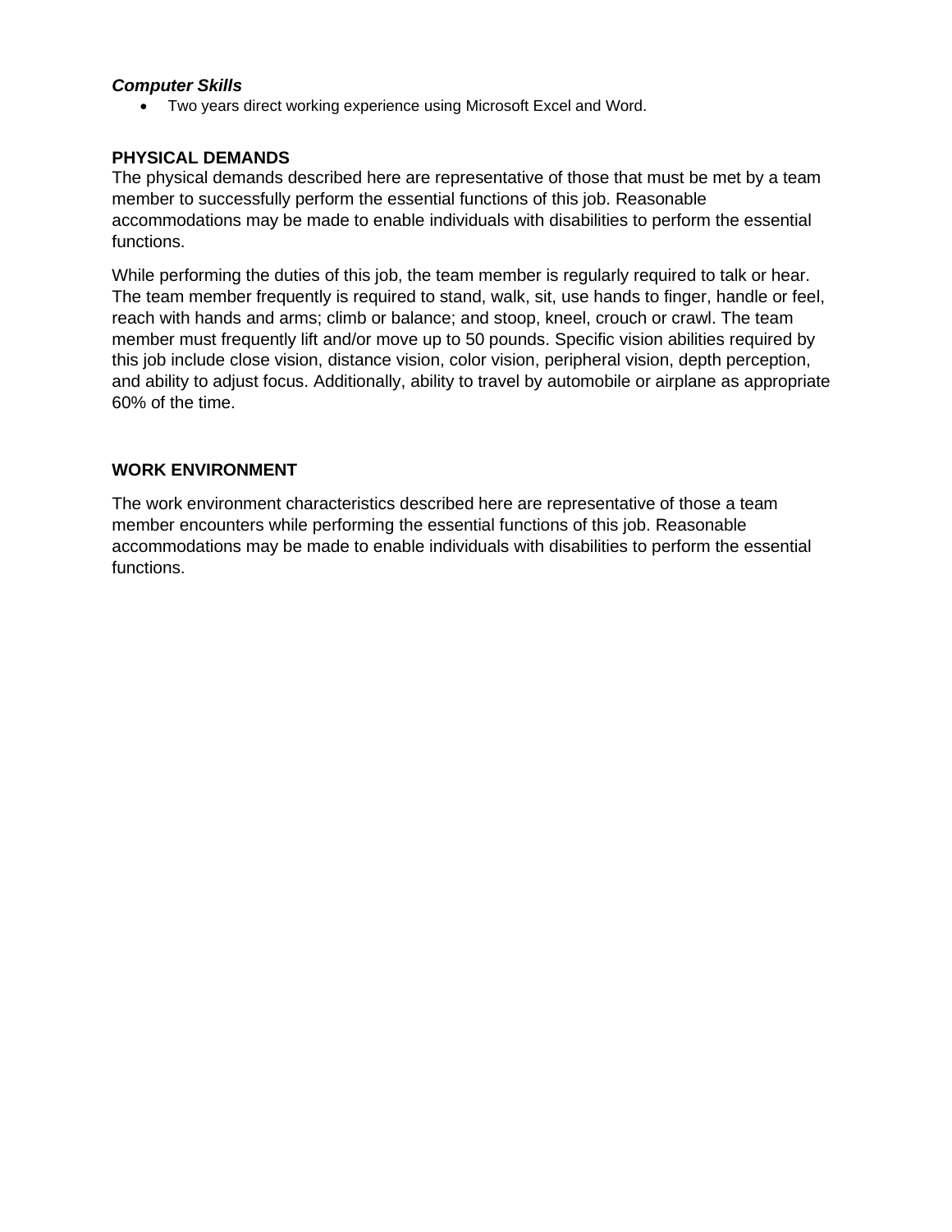***Computer Skills***

- Two years direct working experience using Microsoft Excel and Word.

**PHYSICAL DEMANDS**

The physical demands described here are representative of those that must be met by a team member to successfully perform the essential functions of this job. Reasonable accommodations may be made to enable individuals with disabilities to perform the essential functions.

While performing the duties of this job, the team member is regularly required to talk or hear. The team member frequently is required to stand, walk, sit, use hands to finger, handle or feel, reach with hands and arms; climb or balance; and stoop, kneel, crouch or crawl. The team member must frequently lift and/or move up to 50 pounds. Specific vision abilities required by this job include close vision, distance vision, color vision, peripheral vision, depth perception, and ability to adjust focus. Additionally, ability to travel by automobile or airplane as appropriate 60% of the time.

**WORK ENVIRONMENT**

The work environment characteristics described here are representative of those a team member encounters while performing the essential functions of this job. Reasonable accommodations may be made to enable individuals with disabilities to perform the essential functions.